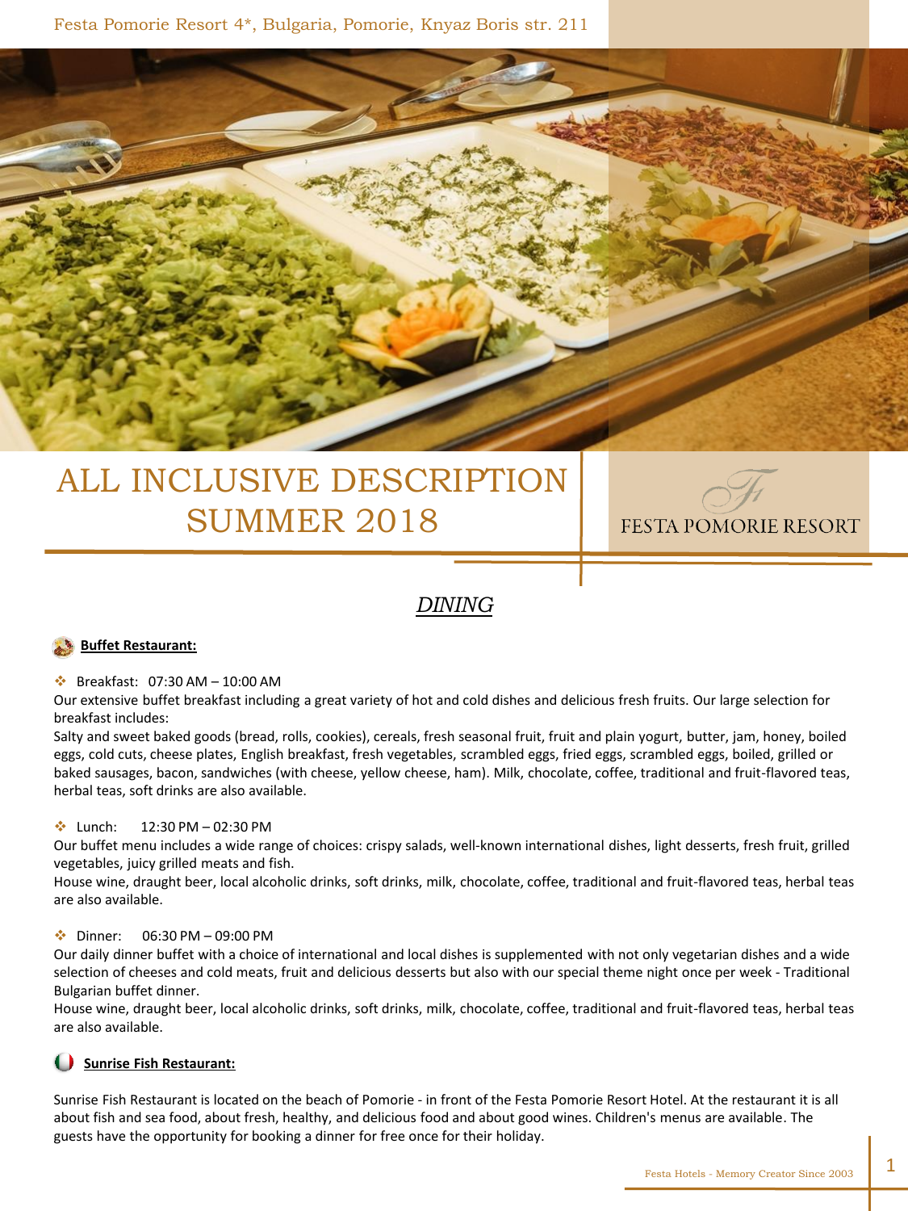Festa Pomorie Resort 4*, Bulgaria, Pomorie, Knyaz Boris str. 211

# ALL INCLUSIVE DESCRIPTION SUMMER 2018

FESTA POMORIE RESORT

## *DINING*

### **Buffet Restaurant:**

- Breakfast: 07:30 AM – 10:00 AM

Our extensive buffet breakfast including a great variety of hot and cold dishes and delicious fresh fruits. Our large selection for breakfast includes:
Salty and sweet baked goods (bread, rolls, cookies), cereals, fresh seasonal fruit, fruit and plain yogurt, butter, jam, honey, boiled eggs, cold cuts, cheese plates, English breakfast, fresh vegetables, scrambled eggs, fried eggs, scrambled eggs, boiled, grilled or baked sausages, bacon, sandwiches (with cheese, yellow cheese, ham). Milk, chocolate, coffee, traditional and fruit-flavored teas, herbal teas, soft drinks are also available.

- Lunch: 12:30 PM – 02:30 PM

Our buffet menu includes a wide range of choices: crispy salads, well-known international dishes, light desserts, fresh fruit, grilled vegetables, juicy grilled meats and fish.
House wine, draught beer, local alcoholic drinks, soft drinks, milk, chocolate, coffee, traditional and fruit-flavored teas, herbal teas are also available.

- Dinner: 06:30 PM – 09:00 PM

Our daily dinner buffet with a choice of international and local dishes is supplemented with not only vegetarian dishes and a wide selection of cheeses and cold meats, fruit and delicious desserts but also with our special theme night once per week - Traditional Bulgarian buffet dinner.
House wine, draught beer, local alcoholic drinks, soft drinks, milk, chocolate, coffee, traditional and fruit-flavored teas, herbal teas are also available.

### **Sunrise Fish Restaurant:**

Sunrise Fish Restaurant is located on the beach of Pomorie - in front of the Festa Pomorie Resort Hotel. At the restaurant it is all about fish and sea food, about fresh, healthy, and delicious food and about good wines. Children's menus are available. The guests have the opportunity for booking a dinner for free once for their holiday.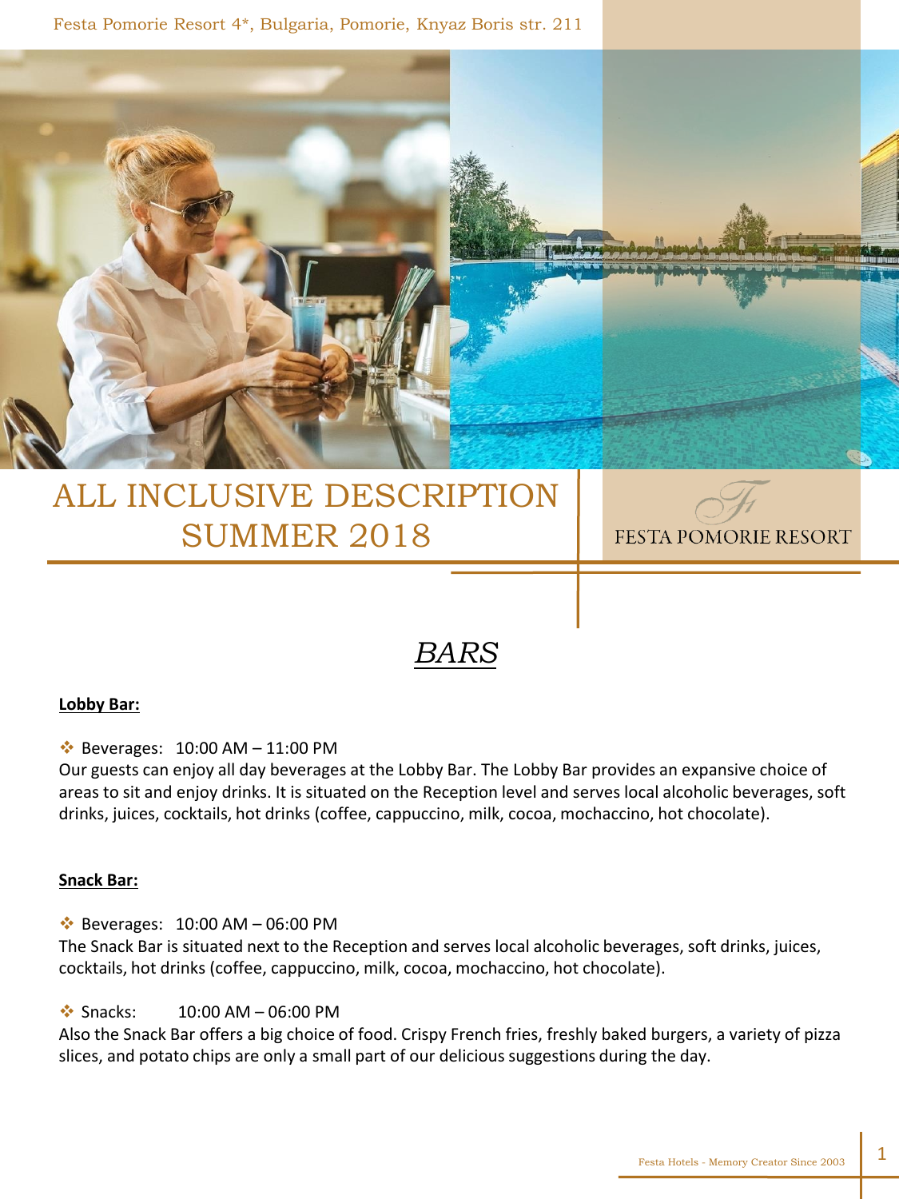# ALL INCLUSIVE DESCRIPTION SUMMER 2018

FESTA POMORIE RESORT

## *BARS*

**Lobby Bar:**

❖ Beverages: 10:00 AM – 11:00 PM

Our guests can enjoy all day beverages at the Lobby Bar. The Lobby Bar provides an expansive choice of areas to sit and enjoy drinks. It is situated on the Reception level and serves local alcoholic beverages, soft drinks, juices, cocktails, hot drinks (coffee, cappuccino, milk, cocoa, mochaccino, hot chocolate).

**Snack Bar:**

❖ Beverages: 10:00 AM – 06:00 PM

The Snack Bar is situated next to the Reception and serves local alcoholic beverages, soft drinks, juices, cocktails, hot drinks (coffee, cappuccino, milk, cocoa, mochaccino, hot chocolate).

❖ Snacks: 10:00 AM – 06:00 PM

Also the Snack Bar offers a big choice of food. Crispy French fries, freshly baked burgers, a variety of pizza slices, and potato chips are only a small part of our delicious suggestions during the day.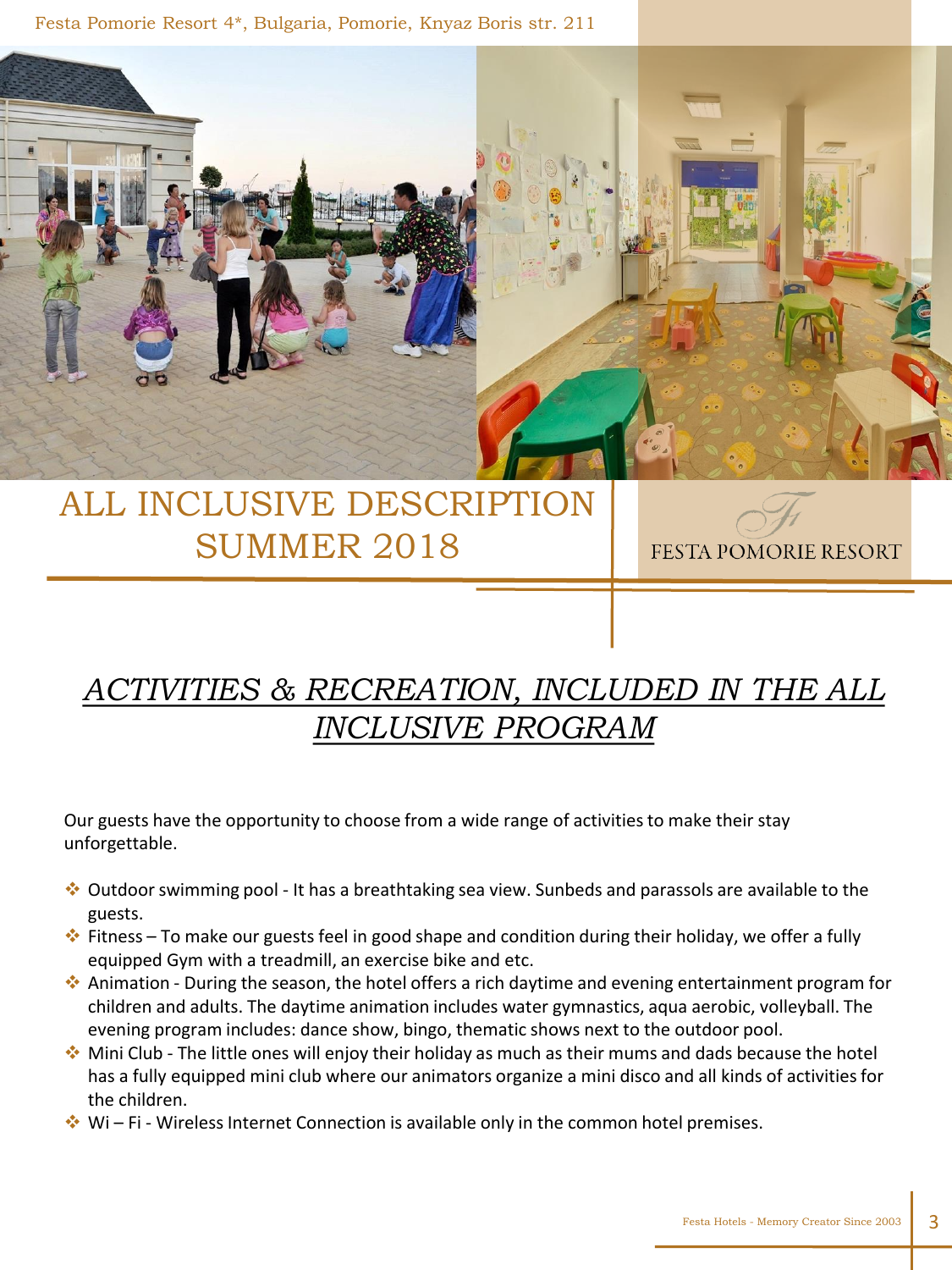# ALL INCLUSIVE DESCRIPTION SUMMER 2018

FESTA POMORIE RESORT

## *ACTIVITIES & RECREATION, INCLUDED IN THE ALL INCLUSIVE PROGRAM*

Our guests have the opportunity to choose from a wide range of activities to make their stay unforgettable.

- Outdoor swimming pool - It has a breathtaking sea view. Sunbeds and parassols are available to the guests.
- Fitness – To make our guests feel in good shape and condition during their holiday, we offer a fully equipped Gym with a treadmill, an exercise bike and etc.
- Animation - During the season, the hotel offers a rich daytime and evening entertainment program for children and adults. The daytime animation includes water gymnastics, aqua aerobic, volleyball. The evening program includes: dance show, bingo, thematic shows next to the outdoor pool.
- Mini Club - The little ones will enjoy their holiday as much as their mums and dads because the hotel has a fully equipped mini club where our animators organize a mini disco and all kinds of activities for the children.
- Wi – Fi - Wireless Internet Connection is available only in the common hotel premises.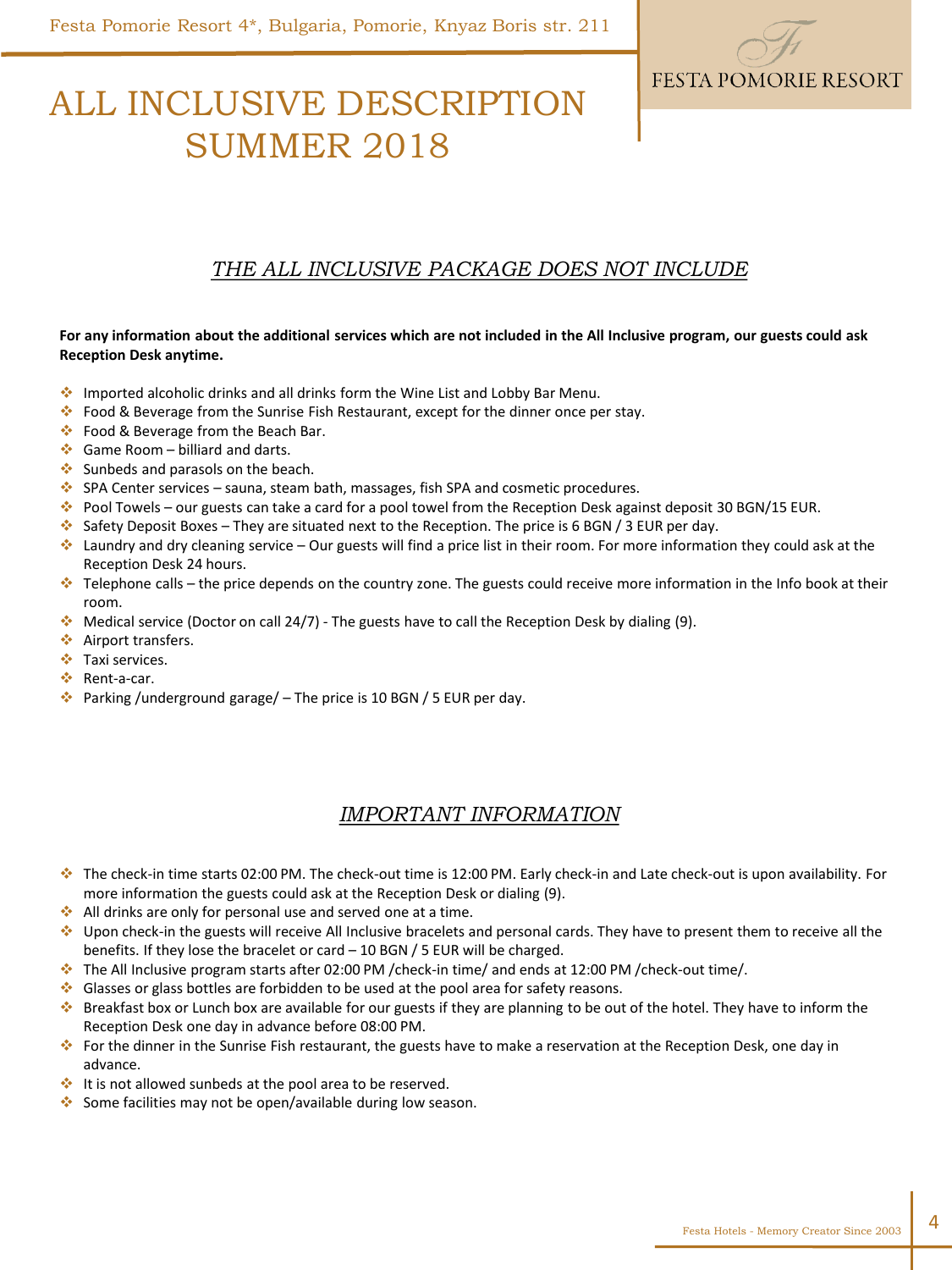# ALL INCLUSIVE DESCRIPTION SUMMER 2018

## *THE ALL INCLUSIVE PACKAGE DOES NOT INCLUDE*

**For any information about the additional services which are not included in the All Inclusive program, our guests could ask Reception Desk anytime.**

- Imported alcoholic drinks and all drinks form the Wine List and Lobby Bar Menu.
- Food & Beverage from the Sunrise Fish Restaurant, except for the dinner once per stay.
- Food & Beverage from the Beach Bar.
- Game Room – billiard and darts.
- Sunbeds and parasols on the beach.
- SPA Center services – sauna, steam bath, massages, fish SPA and cosmetic procedures.
- Pool Towels – our guests can take a card for a pool towel from the Reception Desk against deposit 30 BGN/15 EUR.
- Safety Deposit Boxes – They are situated next to the Reception. The price is 6 BGN / 3 EUR per day.
- Laundry and dry cleaning service – Our guests will find a price list in their room. For more information they could ask at the Reception Desk 24 hours.
- Telephone calls – the price depends on the country zone. The guests could receive more information in the Info book at their room.
- Medical service (Doctor on call 24/7) - The guests have to call the Reception Desk by dialing (9).
- Airport transfers.
- Taxi services.
- Rent-a-car.
- Parking /underground garage/ – The price is 10 BGN / 5 EUR per day.

## *IMPORTANT INFORMATION*

- The check-in time starts 02:00 PM. The check-out time is 12:00 PM. Early check-in and Late check-out is upon availability. For more information the guests could ask at the Reception Desk or dialing (9).
- All drinks are only for personal use and served one at a time.
- Upon check-in the guests will receive All Inclusive bracelets and personal cards. They have to present them to receive all the benefits. If they lose the bracelet or card – 10 BGN / 5 EUR will be charged.
- The All Inclusive program starts after 02:00 PM /check-in time/ and ends at 12:00 PM /check-out time/.
- Glasses or glass bottles are forbidden to be used at the pool area for safety reasons.
- Breakfast box or Lunch box are available for our guests if they are planning to be out of the hotel. They have to inform the Reception Desk one day in advance before 08:00 PM.
- For the dinner in the Sunrise Fish restaurant, the guests have to make a reservation at the Reception Desk, one day in advance.
- It is not allowed sunbeds at the pool area to be reserved.
- Some facilities may not be open/available during low season.